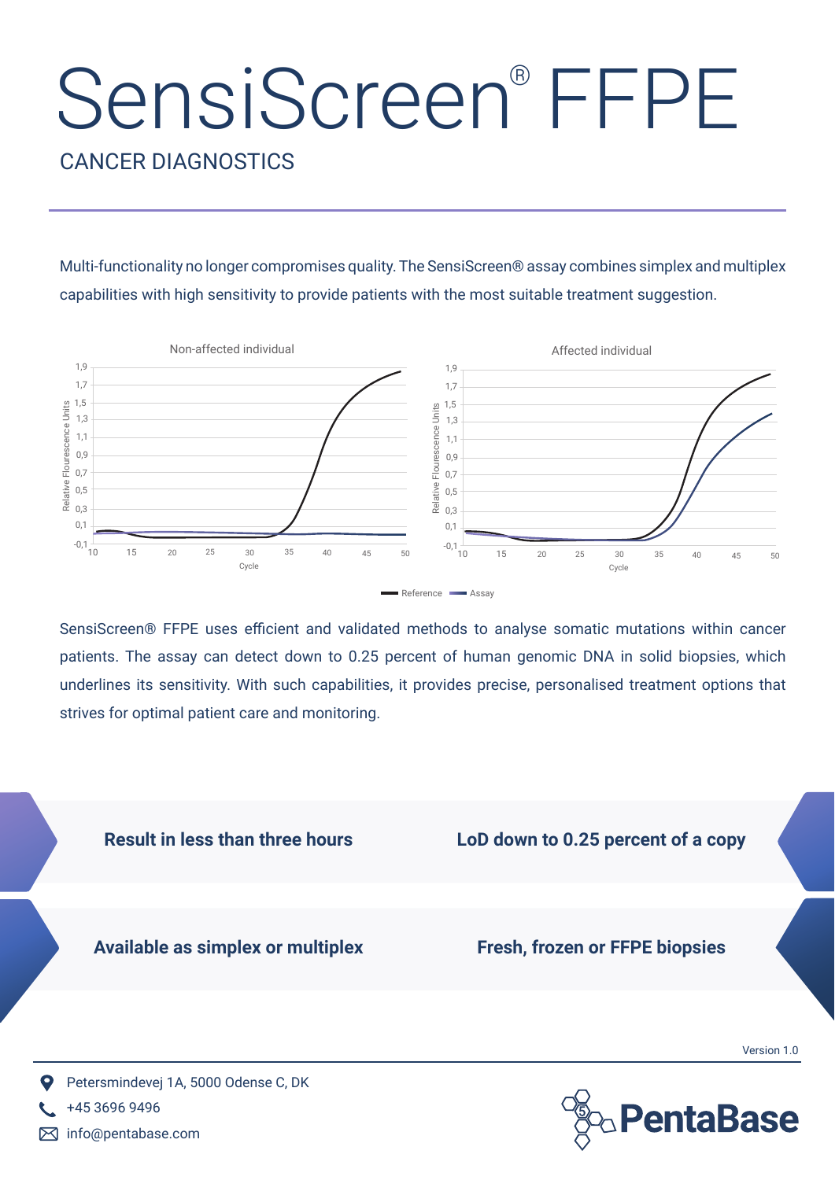# SensiScreen® FFPE

CANCER DIAGNOSTICS

Multi-functionality no longer compromises quality. The SensiScreen® assay combines simplex and multiplex capabilities with high sensitivity to provide patients with the most suitable treatment suggestion.

Non-affected individual

Affected individual

Reference — Assay

SensiScreen® FFPE uses efficient and validated methods to analyse somatic mutations within cancer patients. The assay can detect down to 0.25 percent of human genomic DNA in solid biopsies, which underlines its sensitivity. With such capabilities, it provides precise, personalised treatment options that strives for optimal patient care and monitoring.

**Result in less than three hours**

**LoD down to 0.25 percent of a copy**

**Available as simplex or multiplex**

**Fresh, frozen or FFPE biopsies**

Version 1.0

Petersmindevej 1A, 5000 Odense C, DK

+45 3696 9496

info@pentabase.com

PentaBase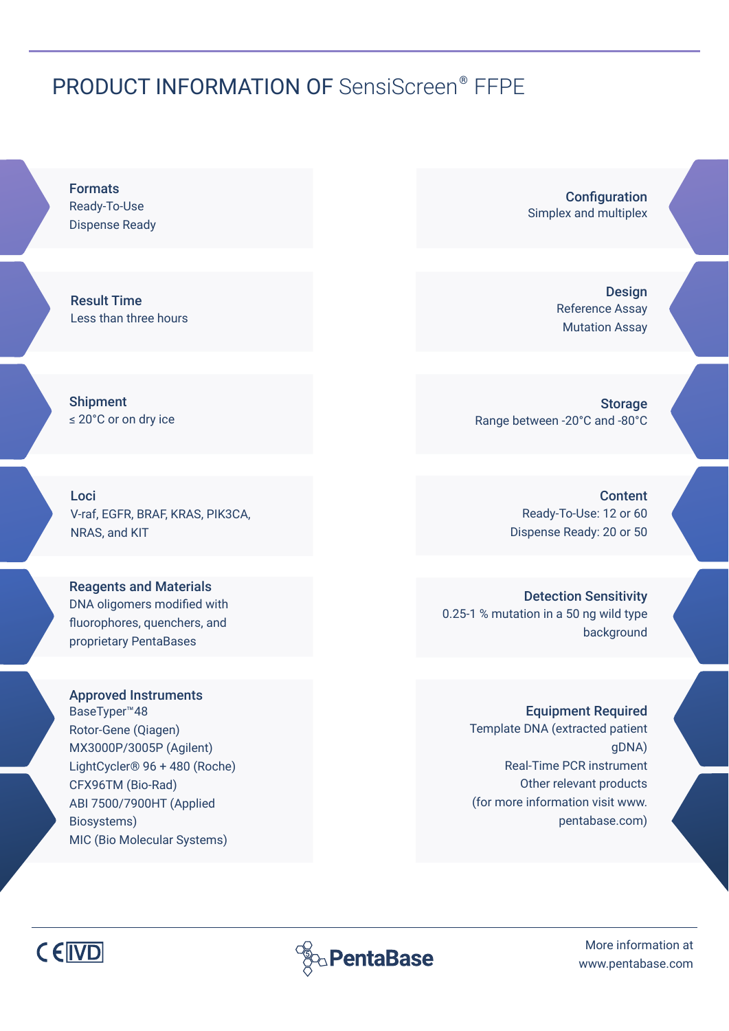# PRODUCT INFORMATION OF SensiScreen® FFPE

**Formats**
Ready-To-Use
Dispense Ready

**Configuration**
Simplex and multiplex

**Result Time**
Less than three hours

**Design**
Reference Assay
Mutation Assay

**Shipment**
≤ 20°C or on dry ice

**Storage**
Range between -20°C and -80°C

**Loci**
V-raf, EGFR, BRAF, KRAS, PIK3CA, NRAS, and KIT

**Content**
Ready-To-Use: 12 or 60
Dispense Ready: 20 or 50

**Reagents and Materials**
DNA oligomers modified with fluorophores, quenchers, and proprietary PentaBases

**Detection Sensitivity**
0.25-1 % mutation in a 50 ng wild type background

**Approved Instruments**
BaseTyper™48
Rotor-Gene (Qiagen)
MX3000P/3005P (Agilent)
LightCycler® 96 + 480 (Roche)
CFX96TM (Bio-Rad)
ABI 7500/7900HT (Applied Biosystems)
MIC (Bio Molecular Systems)

**Equipment Required**
Template DNA (extracted patient gDNA)
Real-Time PCR instrument
Other relevant products
(for more information visit www.pentabase.com)

CE IVD

PentaBase

More information at
www.pentabase.com